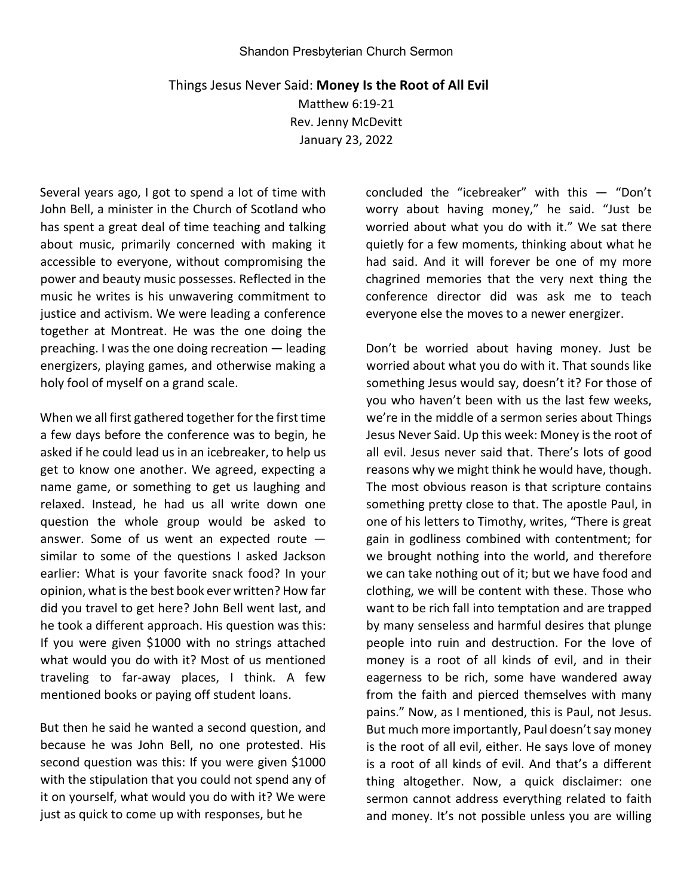Shandon Presbyterian Church Sermon

# Things Jesus Never Said: **Money Is the Root of All Evil**

Matthew 6:19-21
Rev. Jenny McDevitt
January 23, 2022

Several years ago, I got to spend a lot of time with John Bell, a minister in the Church of Scotland who has spent a great deal of time teaching and talking about music, primarily concerned with making it accessible to everyone, without compromising the power and beauty music possesses. Reflected in the music he writes is his unwavering commitment to justice and activism. We were leading a conference together at Montreat. He was the one doing the preaching. I was the one doing recreation — leading energizers, playing games, and otherwise making a holy fool of myself on a grand scale.

When we all first gathered together for the first time a few days before the conference was to begin, he asked if he could lead us in an icebreaker, to help us get to know one another. We agreed, expecting a name game, or something to get us laughing and relaxed. Instead, he had us all write down one question the whole group would be asked to answer. Some of us went an expected route — similar to some of the questions I asked Jackson earlier: What is your favorite snack food? In your opinion, what is the best book ever written? How far did you travel to get here? John Bell went last, and he took a different approach. His question was this: If you were given $1000 with no strings attached what would you do with it? Most of us mentioned traveling to far-away places, I think. A few mentioned books or paying off student loans.

But then he said he wanted a second question, and because he was John Bell, no one protested. His second question was this: If you were given $1000 with the stipulation that you could not spend any of it on yourself, what would you do with it? We were just as quick to come up with responses, but he concluded the "icebreaker" with this — "Don't worry about having money," he said. "Just be worried about what you do with it." We sat there quietly for a few moments, thinking about what he had said. And it will forever be one of my more chagrined memories that the very next thing the conference director did was ask me to teach everyone else the moves to a newer energizer.

Don't be worried about having money. Just be worried about what you do with it. That sounds like something Jesus would say, doesn't it? For those of you who haven't been with us the last few weeks, we're in the middle of a sermon series about Things Jesus Never Said. Up this week: Money is the root of all evil. Jesus never said that. There's lots of good reasons why we might think he would have, though. The most obvious reason is that scripture contains something pretty close to that. The apostle Paul, in one of his letters to Timothy, writes, "There is great gain in godliness combined with contentment; for we brought nothing into the world, and therefore we can take nothing out of it; but we have food and clothing, we will be content with these. Those who want to be rich fall into temptation and are trapped by many senseless and harmful desires that plunge people into ruin and destruction. For the love of money is a root of all kinds of evil, and in their eagerness to be rich, some have wandered away from the faith and pierced themselves with many pains." Now, as I mentioned, this is Paul, not Jesus. But much more importantly, Paul doesn't say money is the root of all evil, either. He says love of money is a root of all kinds of evil. And that's a different thing altogether. Now, a quick disclaimer: one sermon cannot address everything related to faith and money. It's not possible unless you are willing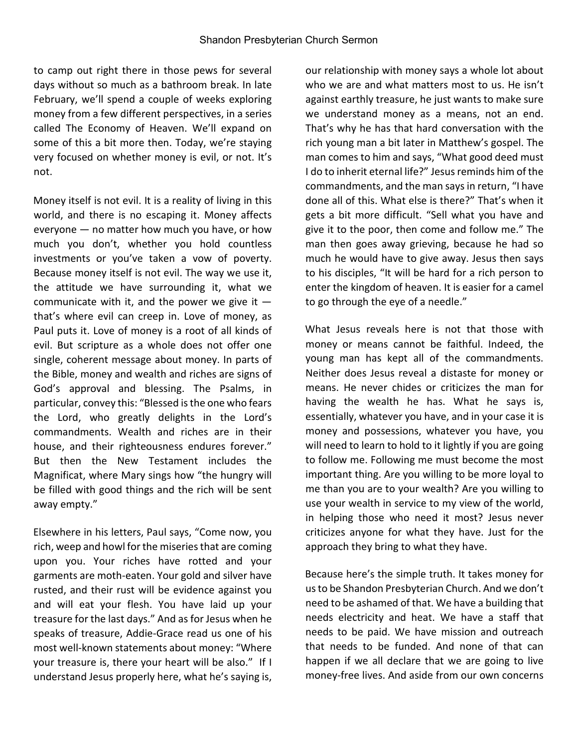to camp out right there in those pews for several days without so much as a bathroom break. In late February, we'll spend a couple of weeks exploring money from a few different perspectives, in a series called The Economy of Heaven. We'll expand on some of this a bit more then. Today, we're staying very focused on whether money is evil, or not. It's not.

Money itself is not evil. It is a reality of living in this world, and there is no escaping it. Money affects everyone — no matter how much you have, or how much you don't, whether you hold countless investments or you've taken a vow of poverty. Because money itself is not evil. The way we use it, the attitude we have surrounding it, what we communicate with it, and the power we give it — that's where evil can creep in. Love of money, as Paul puts it. Love of money is a root of all kinds of evil. But scripture as a whole does not offer one single, coherent message about money. In parts of the Bible, money and wealth and riches are signs of God's approval and blessing. The Psalms, in particular, convey this: "Blessed is the one who fears the Lord, who greatly delights in the Lord's commandments. Wealth and riches are in their house, and their righteousness endures forever." But then the New Testament includes the Magnificat, where Mary sings how "the hungry will be filled with good things and the rich will be sent away empty."

Elsewhere in his letters, Paul says, "Come now, you rich, weep and howl for the miseries that are coming upon you. Your riches have rotted and your garments are moth-eaten. Your gold and silver have rusted, and their rust will be evidence against you and will eat your flesh. You have laid up your treasure for the last days." And as for Jesus when he speaks of treasure, Addie-Grace read us one of his most well-known statements about money: "Where your treasure is, there your heart will be also." If I understand Jesus properly here, what he's saying is, our relationship with money says a whole lot about who we are and what matters most to us. He isn't against earthly treasure, he just wants to make sure we understand money as a means, not an end. That's why he has that hard conversation with the rich young man a bit later in Matthew's gospel. The man comes to him and says, "What good deed must I do to inherit eternal life?" Jesus reminds him of the commandments, and the man says in return, "I have done all of this. What else is there?" That's when it gets a bit more difficult. "Sell what you have and give it to the poor, then come and follow me." The man then goes away grieving, because he had so much he would have to give away. Jesus then says to his disciples, "It will be hard for a rich person to enter the kingdom of heaven. It is easier for a camel to go through the eye of a needle."

What Jesus reveals here is not that those with money or means cannot be faithful. Indeed, the young man has kept all of the commandments. Neither does Jesus reveal a distaste for money or means. He never chides or criticizes the man for having the wealth he has. What he says is, essentially, whatever you have, and in your case it is money and possessions, whatever you have, you will need to learn to hold to it lightly if you are going to follow me. Following me must become the most important thing. Are you willing to be more loyal to me than you are to your wealth? Are you willing to use your wealth in service to my view of the world, in helping those who need it most? Jesus never criticizes anyone for what they have. Just for the approach they bring to what they have.

Because here's the simple truth. It takes money for us to be Shandon Presbyterian Church. And we don't need to be ashamed of that. We have a building that needs electricity and heat. We have a staff that needs to be paid. We have mission and outreach that needs to be funded. And none of that can happen if we all declare that we are going to live money-free lives. And aside from our own concerns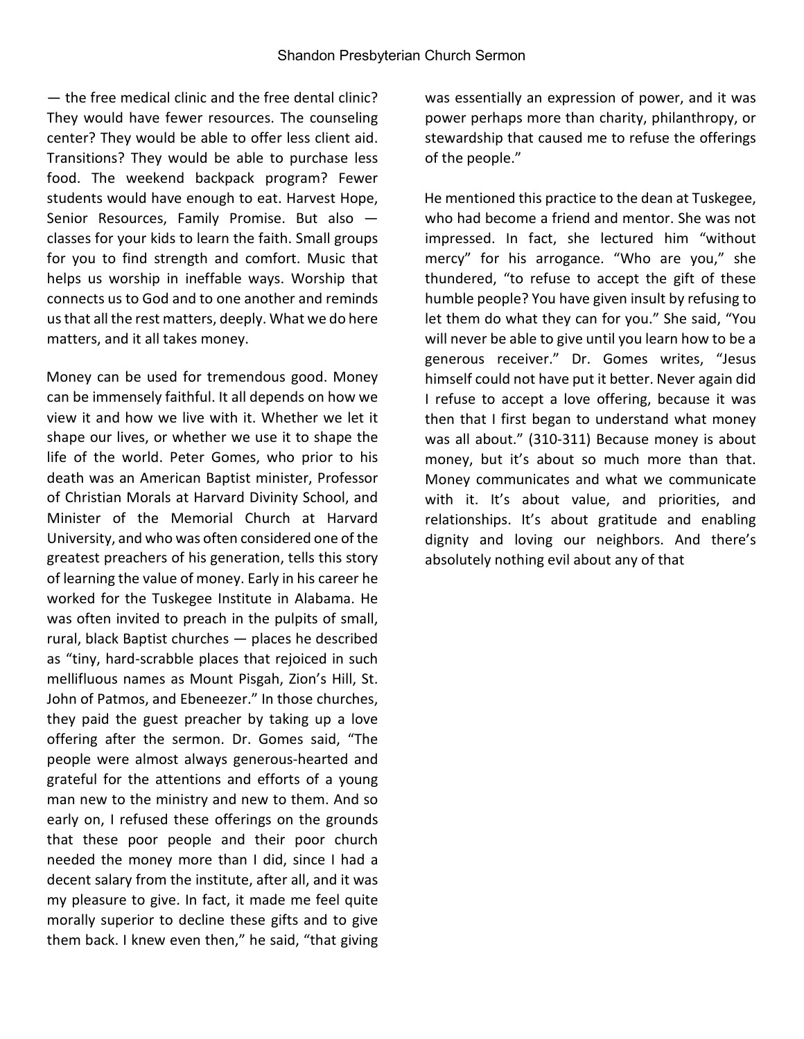— the free medical clinic and the free dental clinic? They would have fewer resources. The counseling center? They would be able to offer less client aid. Transitions? They would be able to purchase less food. The weekend backpack program? Fewer students would have enough to eat. Harvest Hope, Senior Resources, Family Promise. But also — classes for your kids to learn the faith. Small groups for you to find strength and comfort. Music that helps us worship in ineffable ways. Worship that connects us to God and to one another and reminds us that all the rest matters, deeply. What we do here matters, and it all takes money.

Money can be used for tremendous good. Money can be immensely faithful. It all depends on how we view it and how we live with it. Whether we let it shape our lives, or whether we use it to shape the life of the world. Peter Gomes, who prior to his death was an American Baptist minister, Professor of Christian Morals at Harvard Divinity School, and Minister of the Memorial Church at Harvard University, and who was often considered one of the greatest preachers of his generation, tells this story of learning the value of money. Early in his career he worked for the Tuskegee Institute in Alabama. He was often invited to preach in the pulpits of small, rural, black Baptist churches — places he described as "tiny, hard-scrabble places that rejoiced in such mellifluous names as Mount Pisgah, Zion's Hill, St. John of Patmos, and Ebeneezer." In those churches, they paid the guest preacher by taking up a love offering after the sermon. Dr. Gomes said, "The people were almost always generous-hearted and grateful for the attentions and efforts of a young man new to the ministry and new to them. And so early on, I refused these offerings on the grounds that these poor people and their poor church needed the money more than I did, since I had a decent salary from the institute, after all, and it was my pleasure to give. In fact, it made me feel quite morally superior to decline these gifts and to give them back. I knew even then," he said, "that giving was essentially an expression of power, and it was power perhaps more than charity, philanthropy, or stewardship that caused me to refuse the offerings of the people."

He mentioned this practice to the dean at Tuskegee, who had become a friend and mentor. She was not impressed. In fact, she lectured him "without mercy" for his arrogance. "Who are you," she thundered, "to refuse to accept the gift of these humble people? You have given insult by refusing to let them do what they can for you." She said, "You will never be able to give until you learn how to be a generous receiver." Dr. Gomes writes, "Jesus himself could not have put it better. Never again did I refuse to accept a love offering, because it was then that I first began to understand what money was all about." (310-311) Because money is about money, but it's about so much more than that. Money communicates and what we communicate with it. It's about value, and priorities, and relationships. It's about gratitude and enabling dignity and loving our neighbors. And there's absolutely nothing evil about any of that